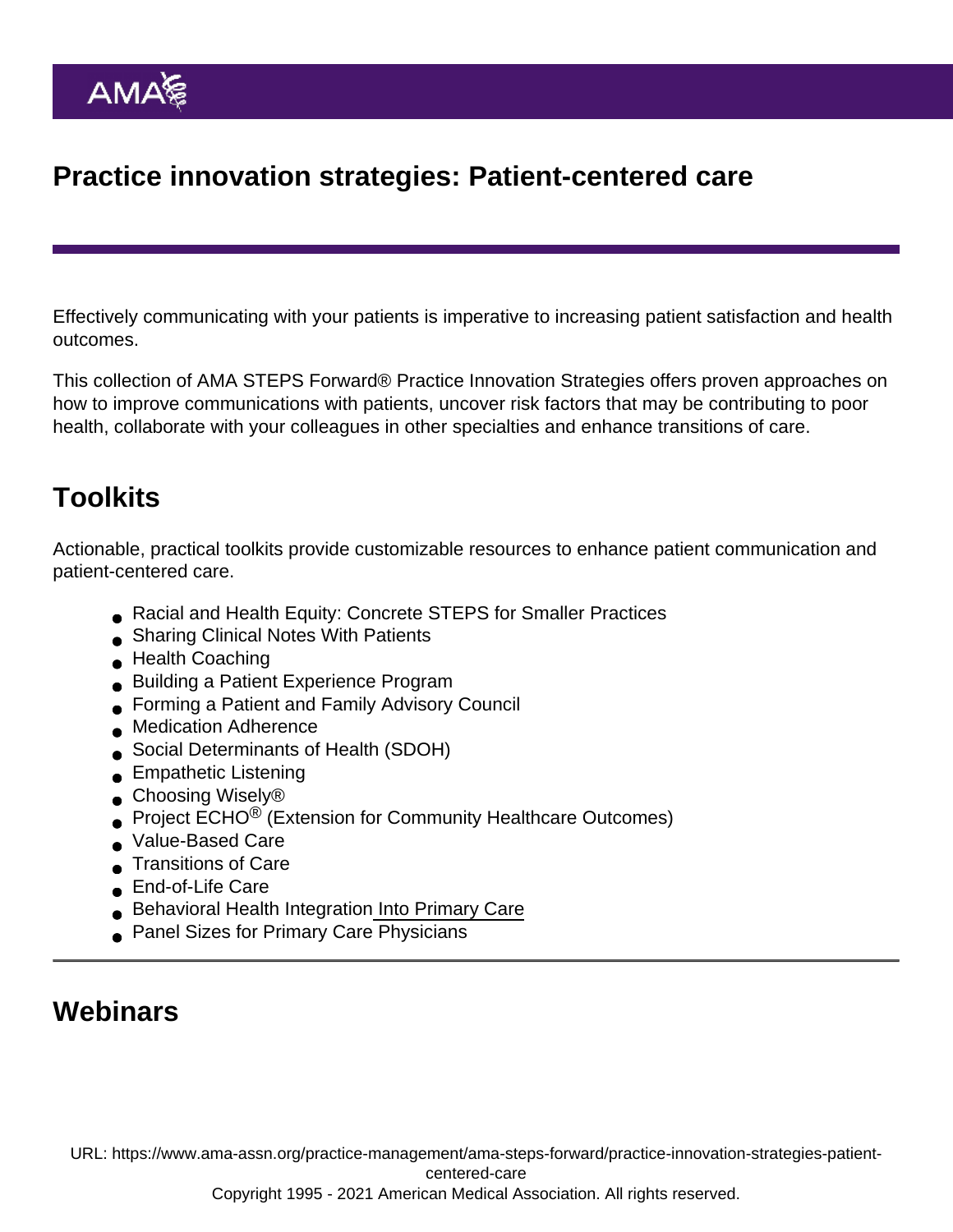# Practice innovation strategies: Patient-centered care

Effectively communicating with your patients is imperative to increasing patient satisfaction and health outcomes.

This collection of AMA STEPS Forward® Practice Innovation Strategies offers proven approaches on how to improve communications with patients, uncover risk factors that may be contributing to poor health, collaborate with your colleagues in other specialties and enhance transitions of care.

## Toolkits

Actionable, practical toolkits provide customizable resources to enhance patient communication and patient-centered care.

- Racial and Health Equity: Concrete STEPS for Smaller Practices
- Sharing Clinical Notes With Patients
- Health Coaching
- Building a Patient Experience Program
- Forming a Patient and Family Advisory Council
- Medication Adherence
- Social Determinants of Health (SDOH)
- Empathetic Listening
- Choosing Wisely®
- Project ECHO® (Extension for Community Healthcare Outcomes)
- Value-Based Care
- Transitions of Care
- End-of-Life Care
- Behavioral Health Integration Into Primary Care
- Panel Sizes for Primary Care Physicians

## Webinars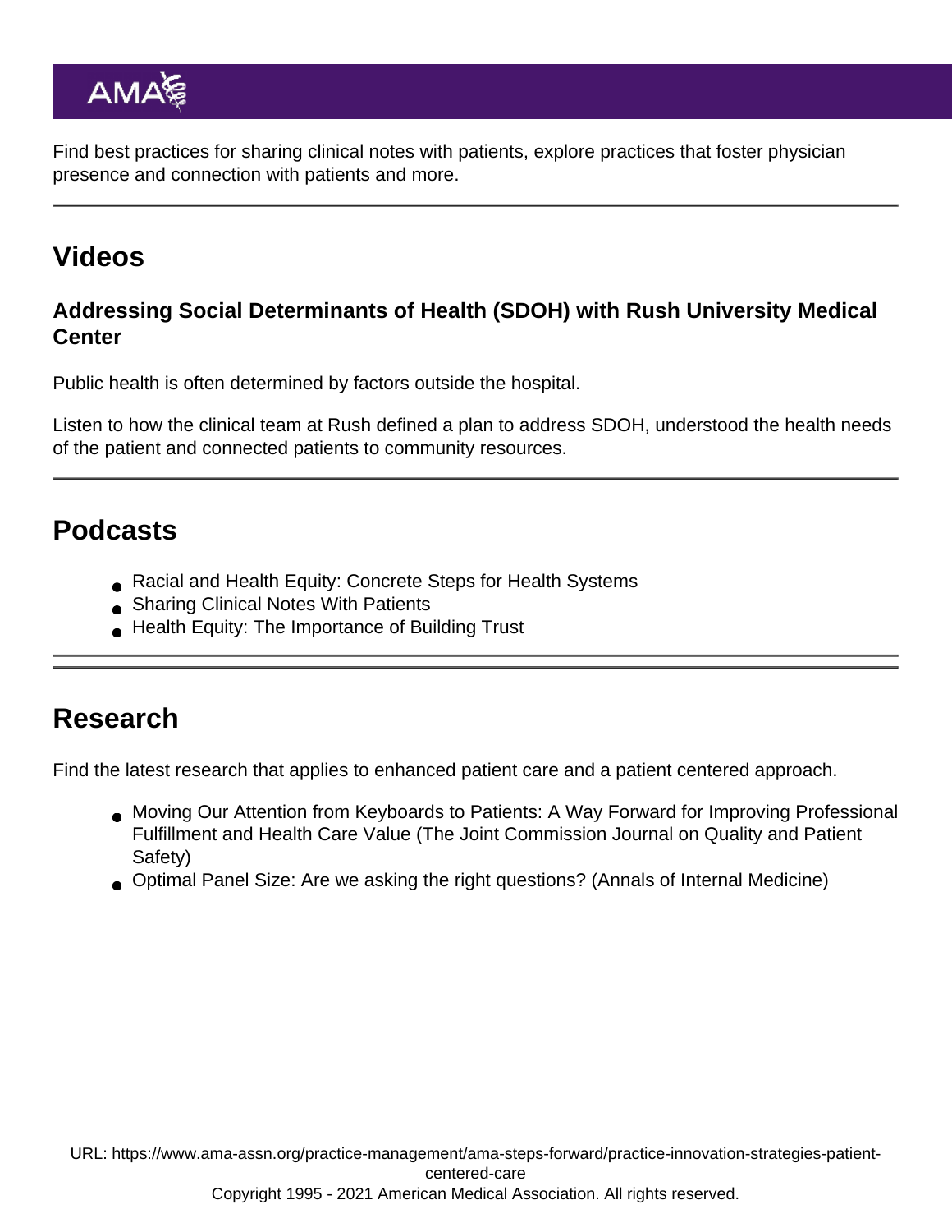Find best practices for sharing clinical notes with patients, explore practices that foster physician presence and connection with patients and more.

## Videos

### Addressing Social Determinants of Health (SDOH) with Rush University Medical Center

Public health is often determined by factors outside the hospital.

Listen to how the clinical team at Rush defined a plan to address SDOH, understood the health needs of the patient and connected patients to community resources.

## Podcasts

- Racial and Health Equity: Concrete Steps for Health Systems
- Sharing Clinical Notes With Patients
- Health Equity: The Importance of Building Trust

## Research

Find the latest research that applies to enhanced patient care and a patient centered approach.

- Moving Our Attention from Keyboards to Patients: A Way Forward for Improving Professional Fulfillment and Health Care Value (The Joint Commission Journal on Quality and Patient Safety)
- Optimal Panel Size: Are we asking the right questions? (Annals of Internal Medicine)

URL: https://www.ama-assn.org/practice-management/ama-steps-forward/practice-innovation-strategies-patient-centered-care
Copyright 1995 - 2021 American Medical Association. All rights reserved.